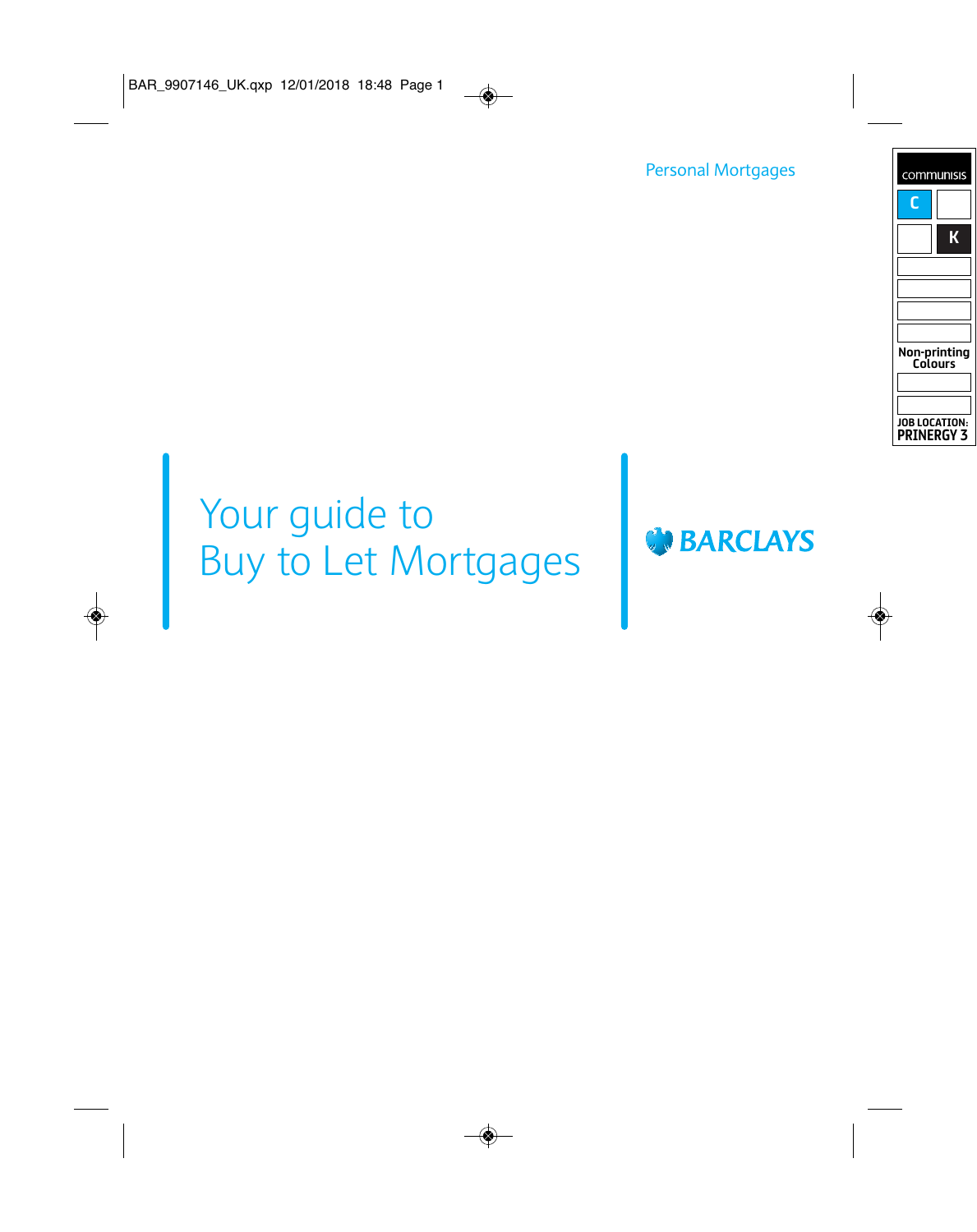Personal Mortgages

# Your guide to Buy to Let Mortgages

BARCLAYS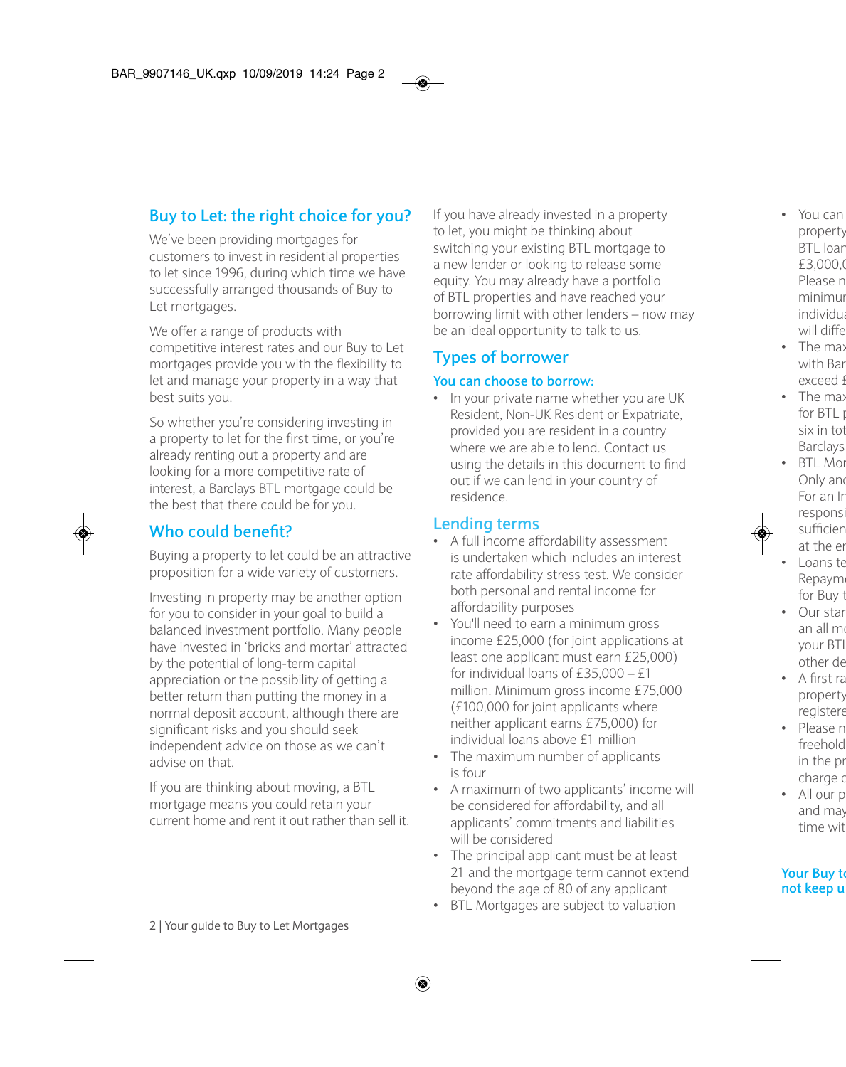## Buy to Let: the right choice for you?

We've been providing mortgages for customers to invest in residential properties to let since 1996, during which time we have successfully arranged thousands of Buy to Let mortgages.

We offer a range of products with competitive interest rates and our Buy to Let mortgages provide you with the flexibility to let and manage your property in a way that best suits you.

So whether you're considering investing in a property to let for the first time, or you're already renting out a property and are looking for a more competitive rate of interest, a Barclays BTL mortgage could be the best that there could be for you.

## Who could benefit?

Buying a property to let could be an attractive proposition for a wide variety of customers.

Investing in property may be another option for you to consider in your goal to build a balanced investment portfolio. Many people have invested in 'bricks and mortar' attracted by the potential of long-term capital appreciation or the possibility of getting a better return than putting the money in a normal deposit account, although there are significant risks and you should seek independent advice on those as we can't advise on that.

If you are thinking about moving, a BTL mortgage means you could retain your current home and rent it out rather than sell it.

If you have already invested in a property to let, you might be thinking about switching your existing BTL mortgage to a new lender or looking to release some equity. You may already have a portfolio of BTL properties and have reached your borrowing limit with other lenders – now may be an ideal opportunity to talk to us.

## Types of borrower

### You can choose to borrow:

- In your private name whether you are UK Resident, Non-UK Resident or Expatriate, provided you are resident in a country where we are able to lend. Contact us using the details in this document to find out if we can lend in your country of residence.

## Lending terms

- A full income affordability assessment is undertaken which includes an interest rate affordability stress test. We consider both personal and rental income for affordability purposes
- You'll need to earn a minimum gross income £25,000 (for joint applications at least one applicant must earn £25,000) for individual loans of £35,000 – £1 million. Minimum gross income £75,000 (£100,000 for joint applicants where neither applicant earns £75,000) for individual loans above £1 million
- The maximum number of applicants is four
- A maximum of two applicants' income will be considered for affordability, and all applicants' commitments and liabilities will be considered
- The principal applicant must be at least 21 and the mortgage term cannot extend beyond the age of 80 of any applicant
- BTL Mortgages are subject to valuation
- You can property BTL loar £3,000,( Please n minimur individua will diffe
- The max with Bar exceed £
- The max for BTL p six in tot Barclays
- BTL Mor Only and For an Ir responsi sufficien at the er
- Loans te Repaym for Buy t
- Our star an all mo your BTL other de
- A first ra property registere
- Please n freehold in the pr charge c
- All our p and may time wit

### Your Buy to not keep u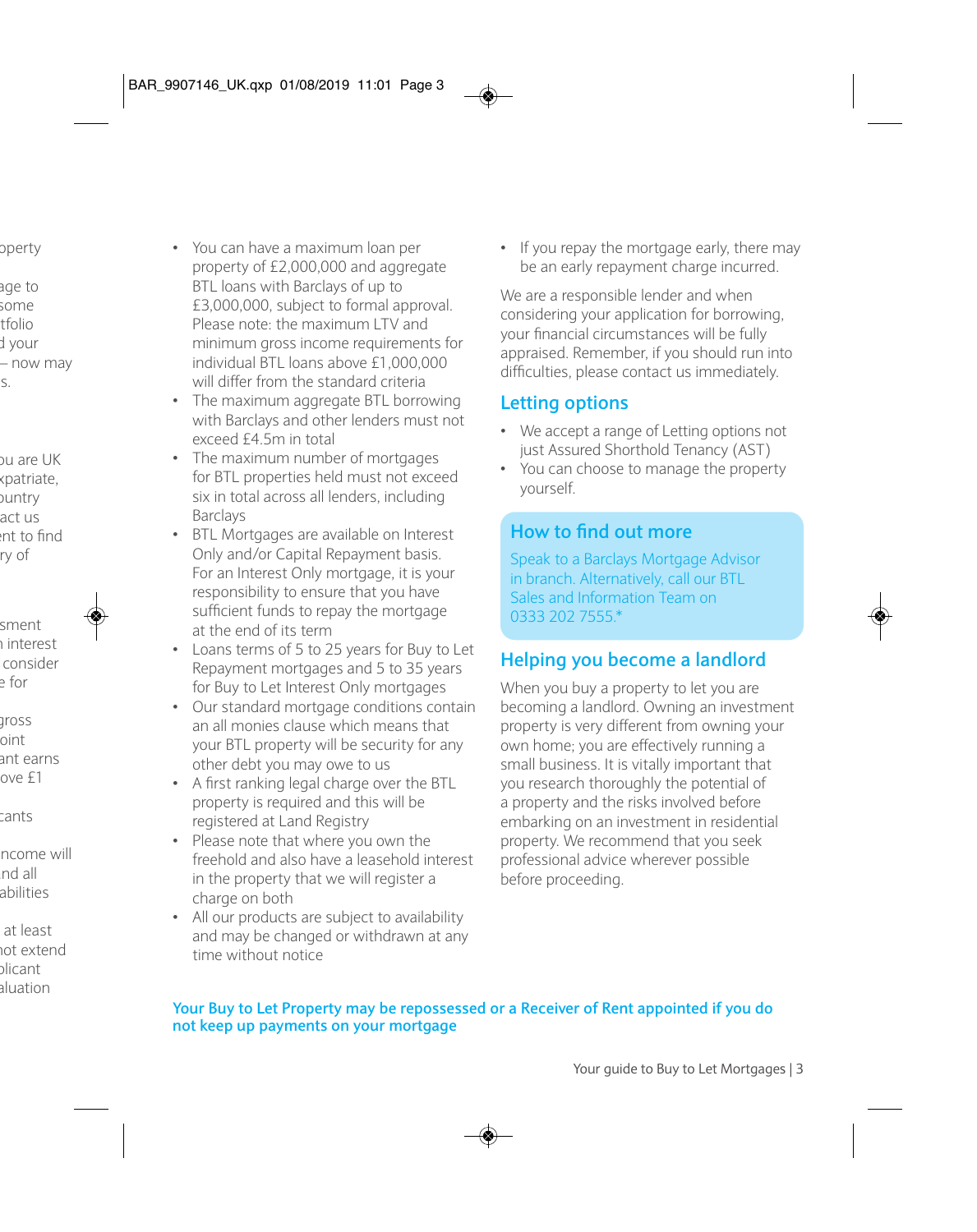- You can have a maximum loan per property of £2,000,000 and aggregate BTL loans with Barclays of up to £3,000,000, subject to formal approval. Please note: the maximum LTV and minimum gross income requirements for individual BTL loans above £1,000,000 will differ from the standard criteria
- The maximum aggregate BTL borrowing with Barclays and other lenders must not exceed £4.5m in total
- The maximum number of mortgages for BTL properties held must not exceed six in total across all lenders, including Barclays
- BTL Mortgages are available on Interest Only and/or Capital Repayment basis. For an Interest Only mortgage, it is your responsibility to ensure that you have sufficient funds to repay the mortgage at the end of its term
- Loans terms of 5 to 25 years for Buy to Let Repayment mortgages and 5 to 35 years for Buy to Let Interest Only mortgages
- Our standard mortgage conditions contain an all monies clause which means that your BTL property will be security for any other debt you may owe to us
- A first ranking legal charge over the BTL property is required and this will be registered at Land Registry
- Please note that where you own the freehold and also have a leasehold interest in the property that we will register a charge on both
- All our products are subject to availability and may be changed or withdrawn at any time without notice
- If you repay the mortgage early, there may be an early repayment charge incurred.

We are a responsible lender and when considering your application for borrowing, your financial circumstances will be fully appraised. Remember, if you should run into difficulties, please contact us immediately.

## Letting options

- We accept a range of Letting options not just Assured Shorthold Tenancy (AST)
- You can choose to manage the property yourself.

## How to find out more

Speak to a Barclays Mortgage Advisor in branch. Alternatively, call our BTL Sales and Information Team on 0333 202 7555.*

## Helping you become a landlord

When you buy a property to let you are becoming a landlord. Owning an investment property is very different from owning your own home; you are effectively running a small business. It is vitally important that you research thoroughly the potential of a property and the risks involved before embarking on an investment in residential property. We recommend that you seek professional advice wherever possible before proceeding.

**Your Buy to Let Property may be repossessed or a Receiver of Rent appointed if you do not keep up payments on your mortgage**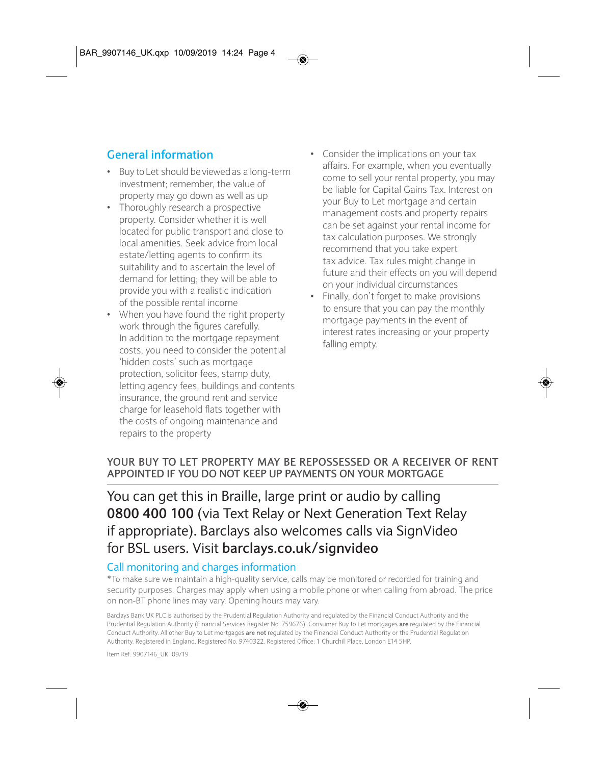## General information

- Buy to Let should be viewed as a long-term investment; remember, the value of property may go down as well as up
- Thoroughly research a prospective property. Consider whether it is well located for public transport and close to local amenities. Seek advice from local estate/letting agents to confirm its suitability and to ascertain the level of demand for letting; they will be able to provide you with a realistic indication of the possible rental income
- When you have found the right property work through the figures carefully. In addition to the mortgage repayment costs, you need to consider the potential 'hidden costs' such as mortgage protection, solicitor fees, stamp duty, letting agency fees, buildings and contents insurance, the ground rent and service charge for leasehold flats together with the costs of ongoing maintenance and repairs to the property
- Consider the implications on your tax affairs. For example, when you eventually come to sell your rental property, you may be liable for Capital Gains Tax. Interest on your Buy to Let mortgage and certain management costs and property repairs can be set against your rental income for tax calculation purposes. We strongly recommend that you take expert tax advice. Tax rules might change in future and their effects on you will depend on your individual circumstances
- Finally, don't forget to make provisions to ensure that you can pay the monthly mortgage payments in the event of interest rates increasing or your property falling empty.

YOUR BUY TO LET PROPERTY MAY BE REPOSSESSED OR A RECEIVER OF RENT APPOINTED IF YOU DO NOT KEEP UP PAYMENTS ON YOUR MORTGAGE

You can get this in Braille, large print or audio by calling **0800 400 100** (via Text Relay or Next Generation Text Relay if appropriate). Barclays also welcomes calls via SignVideo for BSL users. Visit **barclays.co.uk/signvideo**

### Call monitoring and charges information

*To make sure we maintain a high-quality service, calls may be monitored or recorded for training and security purposes. Charges may apply when using a mobile phone or when calling from abroad. The price on non-BT phone lines may vary. Opening hours may vary.

Barclays Bank UK PLC is authorised by the Prudential Regulation Authority and regulated by the Financial Conduct Authority and the Prudential Regulation Authority (Financial Services Register No. 759676). Consumer Buy to Let mortgages **are** regulated by the Financial Conduct Authority. All other Buy to Let mortgages **are not** regulated by the Financial Conduct Authority or the Prudential Regulation Authority. Registered in England. Registered No. 9740322. Registered Office: 1 Churchill Place, London E14 5HP.

Item Ref: 9907146_UK 09/19